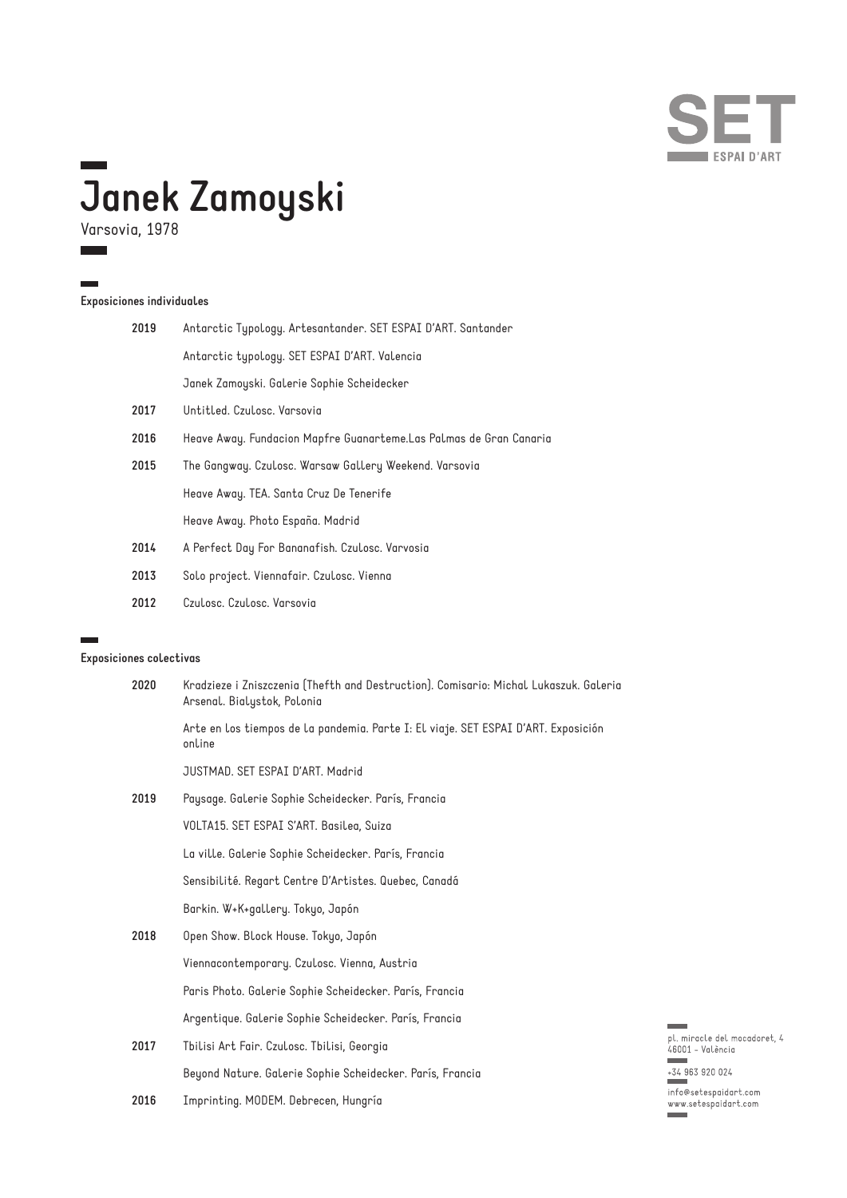# Janek Zamoyski

Varsovia, 1978

## Exposiciones individuales

| | |
|---|---|
| **2019** | Antarctic Typology. Artesantander. SET ESPAI D'ART. Santander |
| | Antarctic typology. SET ESPAI D'ART. Valencia |
| | Janek Zamoyski. Galerie Sophie Scheidecker |
| **2017** | Untitled. Czulosc. Varsovia |
| **2016** | Heave Away. Fundacion Mapfre Guanarteme.Las Palmas de Gran Canaria |
| **2015** | The Gangway. Czulosc. Warsaw Gallery Weekend. Varsovia |
| | Heave Away. TEA. Santa Cruz De Tenerife |
| | Heave Away. Photo España. Madrid |
| **2014** | A Perfect Day For Bananafish. Czulosc. Varvosia |
| **2013** | Solo project. Viennafair. Czulosc. Vienna |
| **2012** | Czulosc. Czulosc. Varsovia |

## Exposiciones colectivas

| | |
|---|---|
| **2020** | Kradzieze i Zniszczenia (Thefth and Destruction). Comisario: Michal Lukaszuk. Galeria Arsenal. Bialystok, Polonia |
| | Arte en los tiempos de la pandemia. Parte I: El viaje. SET ESPAI D'ART. Exposición online |
| | JUSTMAD. SET ESPAI D'ART. Madrid |
| **2019** | Paysage. Galerie Sophie Scheidecker. París, Francia |
| | VOLTA15. SET ESPAI S'ART. Basilea, Suiza |
| | La ville. Galerie Sophie Scheidecker. París, Francia |
| | Sensibilité. Regart Centre D'Artistes. Quebec, Canadá |
| | Barkin. W+K+gallery. Tokyo, Japón |
| **2018** | Open Show. Block House. Tokyo, Japón |
| | Viennacontemporary. Czulosc. Vienna, Austria |
| | Paris Photo. Galerie Sophie Scheidecker. París, Francia |
| | Argentique. Galerie Sophie Scheidecker. París, Francia |
| **2017** | Tbilisi Art Fair. Czulosc. Tbilisi, Georgia |
| | Beyond Nature. Galerie Sophie Scheidecker. París, Francia |
| **2016** | Imprinting. MODEM. Debrecen, Hungría |

pl. miracle del mocadoret, 4
46001 – València

+34 963 920 024

info@setespaidart.com
www.setespaidart.com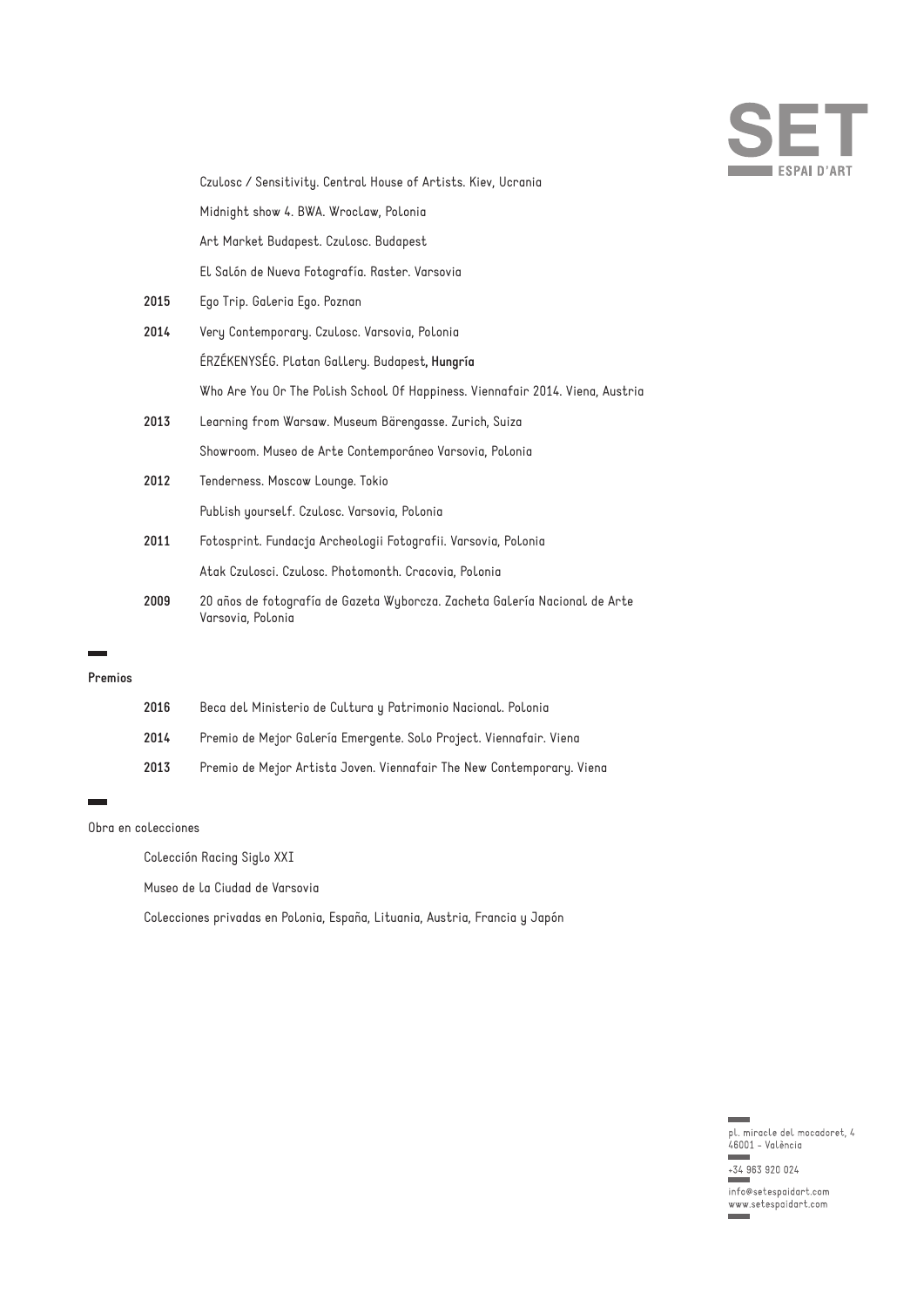| | |
|---|---|
| | Czulosc / Sensitivity. Central House of Artists. Kiev, Ucrania |
| | Midnight show 4. BWA. Wroclaw, Polonia |
| | Art Market Budapest. Czulosc. Budapest |
| | El Salón de Nueva Fotografía. Raster. Varsovia |
| **2015** | Ego Trip. Galeria Ego. Poznan |
| **2014** | Very Contemporary. Czulosc. Varsovia, Polonia |
| | ÉRZÉKENYSÉG. Platan Gallery. Budapest**, Hungría** |
| | Who Are You Or The Polish School Of Happiness. Viennafair 2014. Viena, Austria |
| **2013** | Learning from Warsaw. Museum Bärengasse. Zurich, Suiza |
| | Showroom. Museo de Arte Contemporáneo Varsovia, Polonia |
| **2012** | Tenderness. Moscow Lounge. Tokio |
| | Publish yourself. Czulosc. Varsovia, Polonia |
| **2011** | Fotosprint. Fundacja Archeologii Fotografii. Varsovia, Polonia |
| | Atak Czulosci. Czulosc. Photomonth. Cracovia, Polonia |
| **2009** | 20 años de fotografía de Gazeta Wyborcza. Zacheta Galería Nacional de Arte Varsovia, Polonia |

## Premios

| | |
|---|---|
| **2016** | Beca del Ministerio de Cultura y Patrimonio Nacional. Polonia |
| **2014** | Premio de Mejor Galería Emergente. Solo Project. Viennafair. Viena |
| **2013** | Premio de Mejor Artista Joven. Viennafair The New Contemporary. Viena |

## Obra en colecciones

Colección Racing Siglo XXI

Museo de la Ciudad de Varsovia

Colecciones privadas en Polonia, España, Lituania, Austria, Francia y Japón